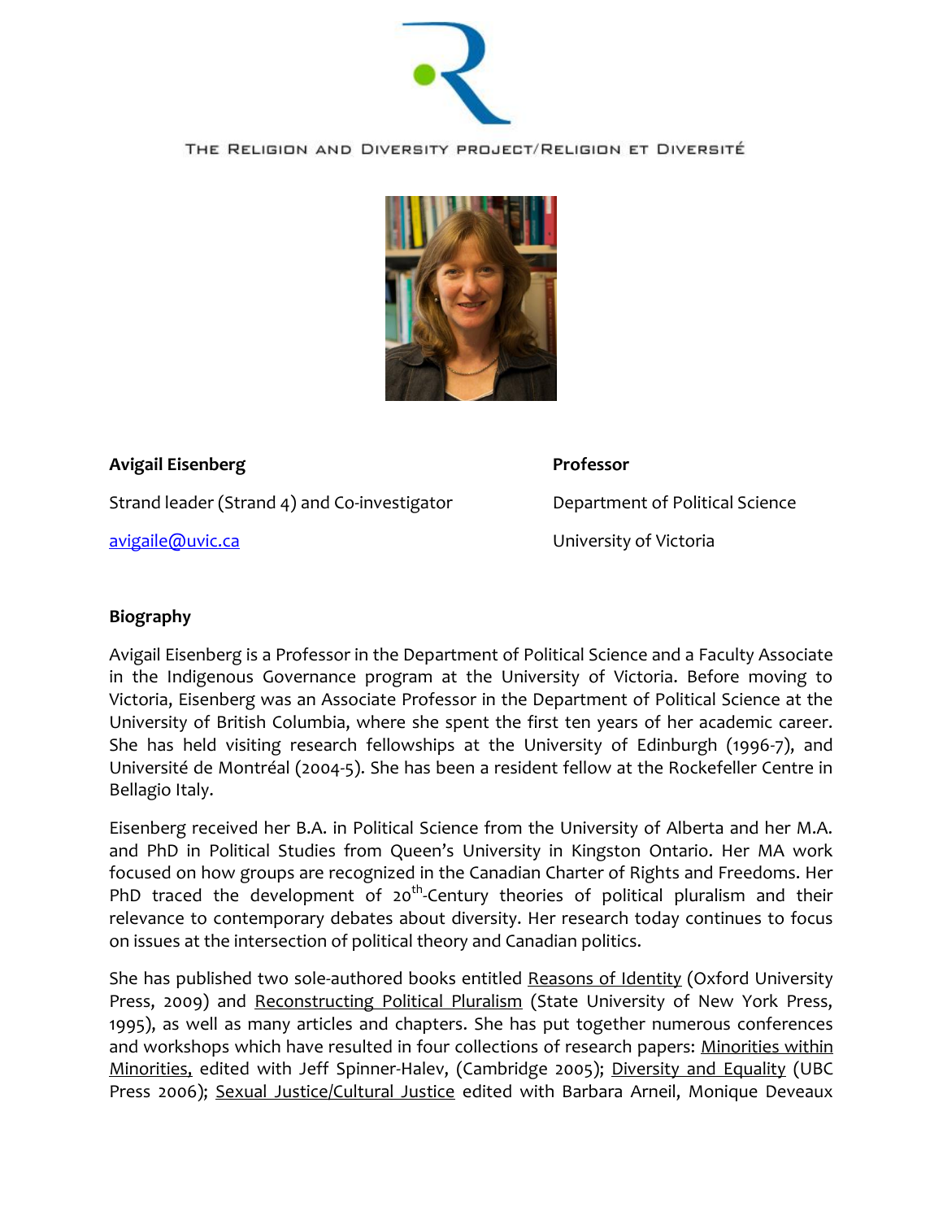THE RELIGION AND DIVERSITY PROJECT/RELIGION ET DIVERSITÉ

**Avigail Eisenberg**

Strand leader (Strand 4) and Co-investigator

avigaile@uvic.ca

**Professor**

Department of Political Science

University of Victoria

**Biography**

Avigail Eisenberg is a Professor in the Department of Political Science and a Faculty Associate in the Indigenous Governance program at the University of Victoria. Before moving to Victoria, Eisenberg was an Associate Professor in the Department of Political Science at the University of British Columbia, where she spent the first ten years of her academic career. She has held visiting research fellowships at the University of Edinburgh (1996-7), and Université de Montréal (2004-5). She has been a resident fellow at the Rockefeller Centre in Bellagio Italy.

Eisenberg received her B.A. in Political Science from the University of Alberta and her M.A. and PhD in Political Studies from Queen's University in Kingston Ontario. Her MA work focused on how groups are recognized in the Canadian Charter of Rights and Freedoms. Her PhD traced the development of 20th-Century theories of political pluralism and their relevance to contemporary debates about diversity. Her research today continues to focus on issues at the intersection of political theory and Canadian politics.

She has published two sole-authored books entitled Reasons of Identity (Oxford University Press, 2009) and Reconstructing Political Pluralism (State University of New York Press, 1995), as well as many articles and chapters. She has put together numerous conferences and workshops which have resulted in four collections of research papers: Minorities within Minorities, edited with Jeff Spinner-Halev, (Cambridge 2005); Diversity and Equality (UBC Press 2006); Sexual Justice/Cultural Justice edited with Barbara Arneil, Monique Deveaux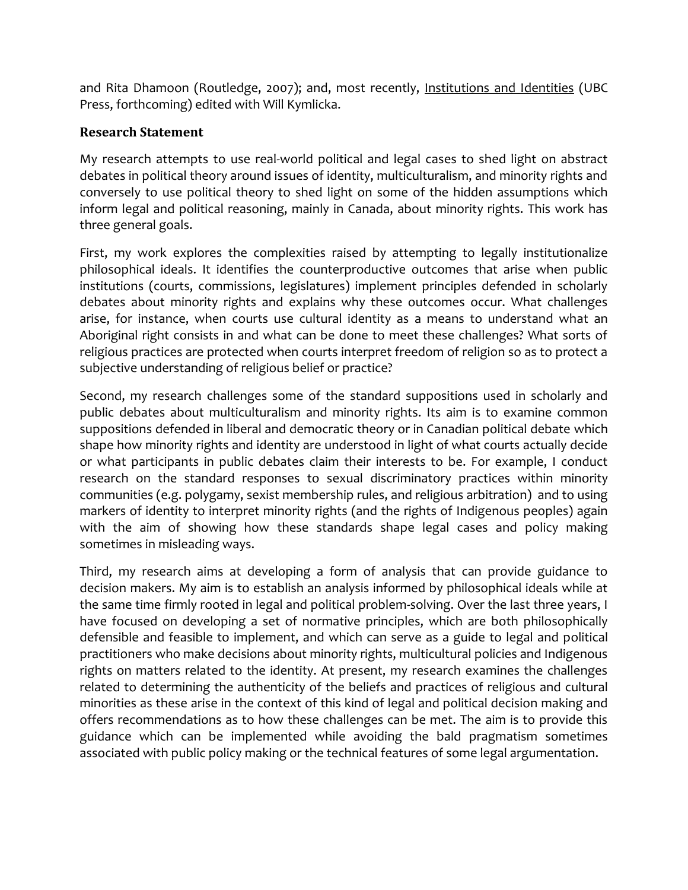and Rita Dhamoon (Routledge, 2007); and, most recently, Institutions and Identities (UBC Press, forthcoming) edited with Will Kymlicka.

### Research Statement

My research attempts to use real-world political and legal cases to shed light on abstract debates in political theory around issues of identity, multiculturalism, and minority rights and conversely to use political theory to shed light on some of the hidden assumptions which inform legal and political reasoning, mainly in Canada, about minority rights. This work has three general goals.

First, my work explores the complexities raised by attempting to legally institutionalize philosophical ideals. It identifies the counterproductive outcomes that arise when public institutions (courts, commissions, legislatures) implement principles defended in scholarly debates about minority rights and explains why these outcomes occur. What challenges arise, for instance, when courts use cultural identity as a means to understand what an Aboriginal right consists in and what can be done to meet these challenges? What sorts of religious practices are protected when courts interpret freedom of religion so as to protect a subjective understanding of religious belief or practice?

Second, my research challenges some of the standard suppositions used in scholarly and public debates about multiculturalism and minority rights. Its aim is to examine common suppositions defended in liberal and democratic theory or in Canadian political debate which shape how minority rights and identity are understood in light of what courts actually decide or what participants in public debates claim their interests to be. For example, I conduct research on the standard responses to sexual discriminatory practices within minority communities (e.g. polygamy, sexist membership rules, and religious arbitration) and to using markers of identity to interpret minority rights (and the rights of Indigenous peoples) again with the aim of showing how these standards shape legal cases and policy making sometimes in misleading ways.

Third, my research aims at developing a form of analysis that can provide guidance to decision makers. My aim is to establish an analysis informed by philosophical ideals while at the same time firmly rooted in legal and political problem-solving. Over the last three years, I have focused on developing a set of normative principles, which are both philosophically defensible and feasible to implement, and which can serve as a guide to legal and political practitioners who make decisions about minority rights, multicultural policies and Indigenous rights on matters related to the identity. At present, my research examines the challenges related to determining the authenticity of the beliefs and practices of religious and cultural minorities as these arise in the context of this kind of legal and political decision making and offers recommendations as to how these challenges can be met. The aim is to provide this guidance which can be implemented while avoiding the bald pragmatism sometimes associated with public policy making or the technical features of some legal argumentation.